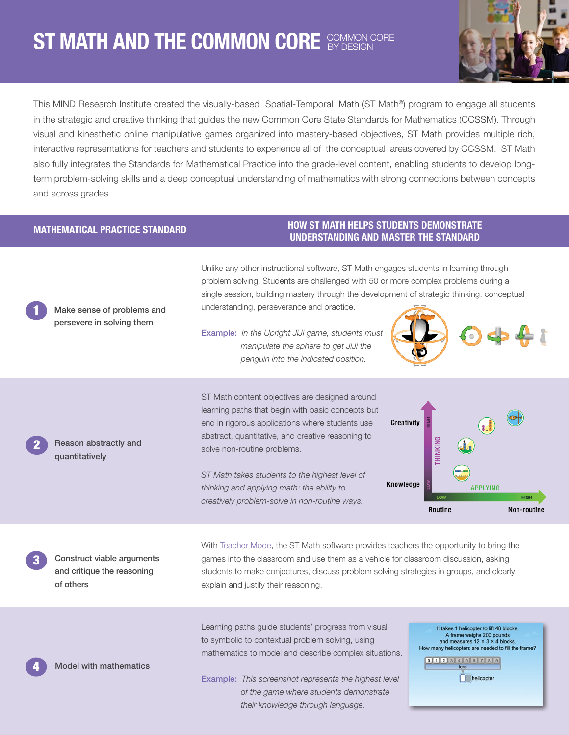# ST MATH AND THE COMMON CORE COMMON CORE BY DESIGN

This MIND Research Institute created the visually-based Spatial-Temporal Math (ST Math®) program to engage all students in the strategic and creative thinking that guides the new Common Core State Standards for Mathematics (CCSSM). Through visual and kinesthetic online manipulative games organized into mastery-based objectives, ST Math provides multiple rich, interactive representations for teachers and students to experience all of the conceptual areas covered by CCSSM. ST Math also fully integrates the Standards for Mathematical Practice into the grade-level content, enabling students to develop long-term problem-solving skills and a deep conceptual understanding of mathematics with strong connections between concepts and across grades.

| MATHEMATICAL PRACTICE STANDARD | HOW ST MATH HELPS STUDENTS DEMONSTRATE UNDERSTANDING AND MASTER THE STANDARD |
|---|---|
| **1** Make sense of problems and persevere in solving them | Unlike any other instructional software, ST Math engages students in learning through problem solving. Students are challenged with 50 or more complex problems during a single session, building mastery through the development of strategic thinking, conceptual understanding, perseverance and practice. <br><br> **Example:** *In the Upright JiJi game, students must manipulate the sphere to get JiJi the penguin into the indicated position.* |
| **2** Reason abstractly and quantitatively | ST Math content objectives are designed around learning paths that begin with basic concepts but end in rigorous applications where students use abstract, quantitative, and creative reasoning to solve non-routine problems. <br><br> *ST Math takes students to the highest level of thinking and applying math: the ability to creatively problem-solve in non-routine ways.* |
| **3** Construct viable arguments and critique the reasoning of others | With Teacher Mode, the ST Math software provides teachers the opportunity to bring the games into the classroom and use them as a vehicle for classroom discussion, asking students to make conjectures, discuss problem solving strategies in groups, and clearly explain and justify their reasoning. |
| **4** Model with mathematics | Learning paths guide students' progress from visual to symbolic to contextual problem solving, using mathematics to model and describe complex situations. <br><br> **Example:** *This screenshot represents the highest level of the game where students demonstrate their knowledge through language.* |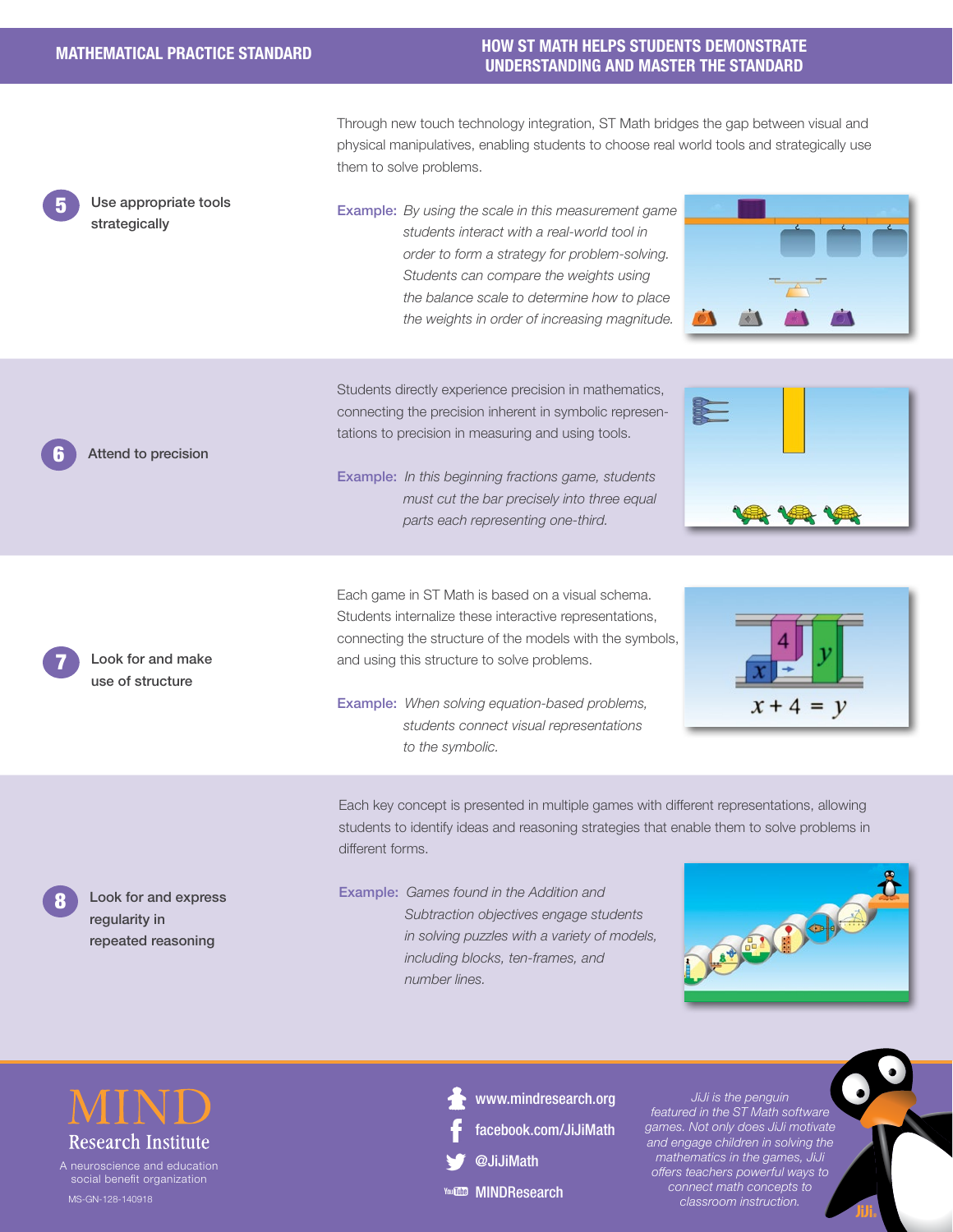| MATHEMATICAL PRACTICE STANDARD | HOW ST MATH HELPS STUDENTS DEMONSTRATE UNDERSTANDING AND MASTER THE STANDARD |
|---|---|
| **5** Use appropriate tools strategically | Through new touch technology integration, ST Math bridges the gap between visual and physical manipulatives, enabling students to choose real world tools and strategically use them to solve problems.<br><br>Example: *By using the scale in this measurement game students interact with a real-world tool in order to form a strategy for problem-solving. Students can compare the weights using the balance scale to determine how to place the weights in order of increasing magnitude.* |
| **6** Attend to precision | Students directly experience precision in mathematics, connecting the precision inherent in symbolic representations to precision in measuring and using tools.<br><br>Example: *In this beginning fractions game, students must cut the bar precisely into three equal parts each representing one-third.* |
| **7** Look for and make use of structure | Each game in ST Math is based on a visual schema. Students internalize these interactive representations, connecting the structure of the models with the symbols, and using this structure to solve problems.<br><br>Example: *When solving equation-based problems, students connect visual representations to the symbolic.* |
| **8** Look for and express regularity in repeated reasoning | Each key concept is presented in multiple games with different representations, allowing students to identify ideas and reasoning strategies that enable them to solve problems in different forms.<br><br>Example: *Games found in the Addition and Subtraction objectives engage students in solving puzzles with a variety of models, including blocks, ten-frames, and number lines.* |

$x + 4 = y$

**MIND Research Institute**

A neuroscience and education social benefit organization

MS-GN-128-140918

www.mindresearch.org

facebook.com/JiJiMath

@JiJiMath

MINDResearch

*JiJi is the penguin featured in the ST Math software games. Not only does JiJi motivate and engage children in solving the mathematics in the games, JiJi offers teachers powerful ways to connect math concepts to classroom instruction.*